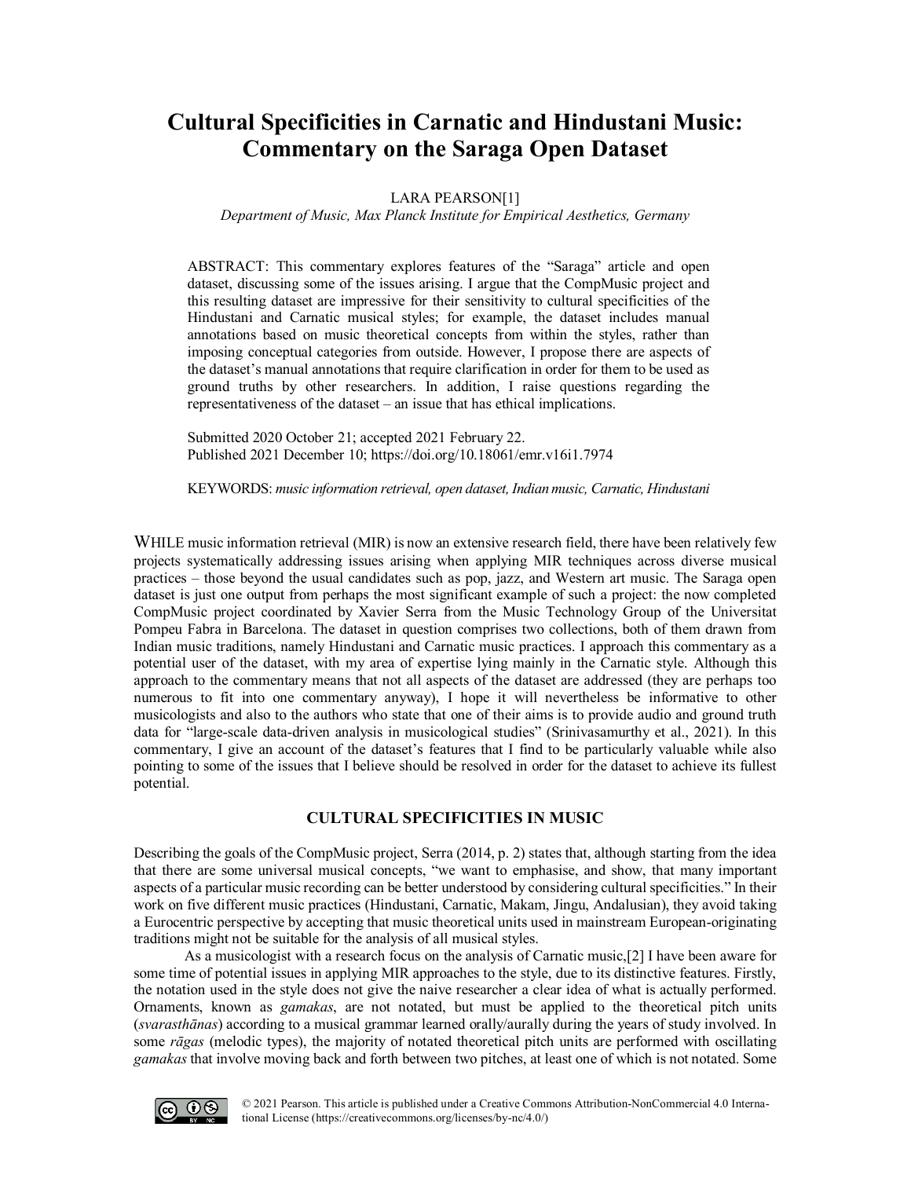# Cultural Specificities in Carnatic and Hindustani Music: Commentary on the Saraga Open Dataset

LARA PEARSON[1]

*Department of Music, Max Planck Institute for Empirical Aesthetics, Germany*

ABSTRACT: This commentary explores features of the "Saraga" article and open dataset, discussing some of the issues arising. I argue that the CompMusic project and this resulting dataset are impressive for their sensitivity to cultural specificities of the Hindustani and Carnatic musical styles; for example, the dataset includes manual annotations based on music theoretical concepts from within the styles, rather than imposing conceptual categories from outside. However, I propose there are aspects of the dataset's manual annotations that require clarification in order for them to be used as ground truths by other researchers. In addition, I raise questions regarding the representativeness of the dataset – an issue that has ethical implications.

Submitted 2020 October 21; accepted 2021 February 22.
Published 2021 December 10; https://doi.org/10.18061/emr.v16i1.7974

KEYWORDS: *music information retrieval, open dataset, Indian music, Carnatic, Hindustani*

WHILE music information retrieval (MIR) is now an extensive research field, there have been relatively few projects systematically addressing issues arising when applying MIR techniques across diverse musical practices – those beyond the usual candidates such as pop, jazz, and Western art music. The Saraga open dataset is just one output from perhaps the most significant example of such a project: the now completed CompMusic project coordinated by Xavier Serra from the Music Technology Group of the Universitat Pompeu Fabra in Barcelona. The dataset in question comprises two collections, both of them drawn from Indian music traditions, namely Hindustani and Carnatic music practices. I approach this commentary as a potential user of the dataset, with my area of expertise lying mainly in the Carnatic style. Although this approach to the commentary means that not all aspects of the dataset are addressed (they are perhaps too numerous to fit into one commentary anyway), I hope it will nevertheless be informative to other musicologists and also to the authors who state that one of their aims is to provide audio and ground truth data for "large-scale data-driven analysis in musicological studies" (Srinivasamurthy et al., 2021). In this commentary, I give an account of the dataset's features that I find to be particularly valuable while also pointing to some of the issues that I believe should be resolved in order for the dataset to achieve its fullest potential.

## CULTURAL SPECIFICITIES IN MUSIC

Describing the goals of the CompMusic project, Serra (2014, p. 2) states that, although starting from the idea that there are some universal musical concepts, "we want to emphasise, and show, that many important aspects of a particular music recording can be better understood by considering cultural specificities." In their work on five different music practices (Hindustani, Carnatic, Makam, Jingu, Andalusian), they avoid taking a Eurocentric perspective by accepting that music theoretical units used in mainstream European-originating traditions might not be suitable for the analysis of all musical styles.

As a musicologist with a research focus on the analysis of Carnatic music,[2] I have been aware for some time of potential issues in applying MIR approaches to the style, due to its distinctive features. Firstly, the notation used in the style does not give the naive researcher a clear idea of what is actually performed. Ornaments, known as *gamakas*, are not notated, but must be applied to the theoretical pitch units (*svarasthānas*) according to a musical grammar learned orally/aurally during the years of study involved. In some *rāgas* (melodic types), the majority of notated theoretical pitch units are performed with oscillating *gamakas* that involve moving back and forth between two pitches, at least one of which is not notated. Some

© 2021 Pearson. This article is published under a Creative Commons Attribution-NonCommercial 4.0 International License (https://creativecommons.org/licenses/by-nc/4.0/)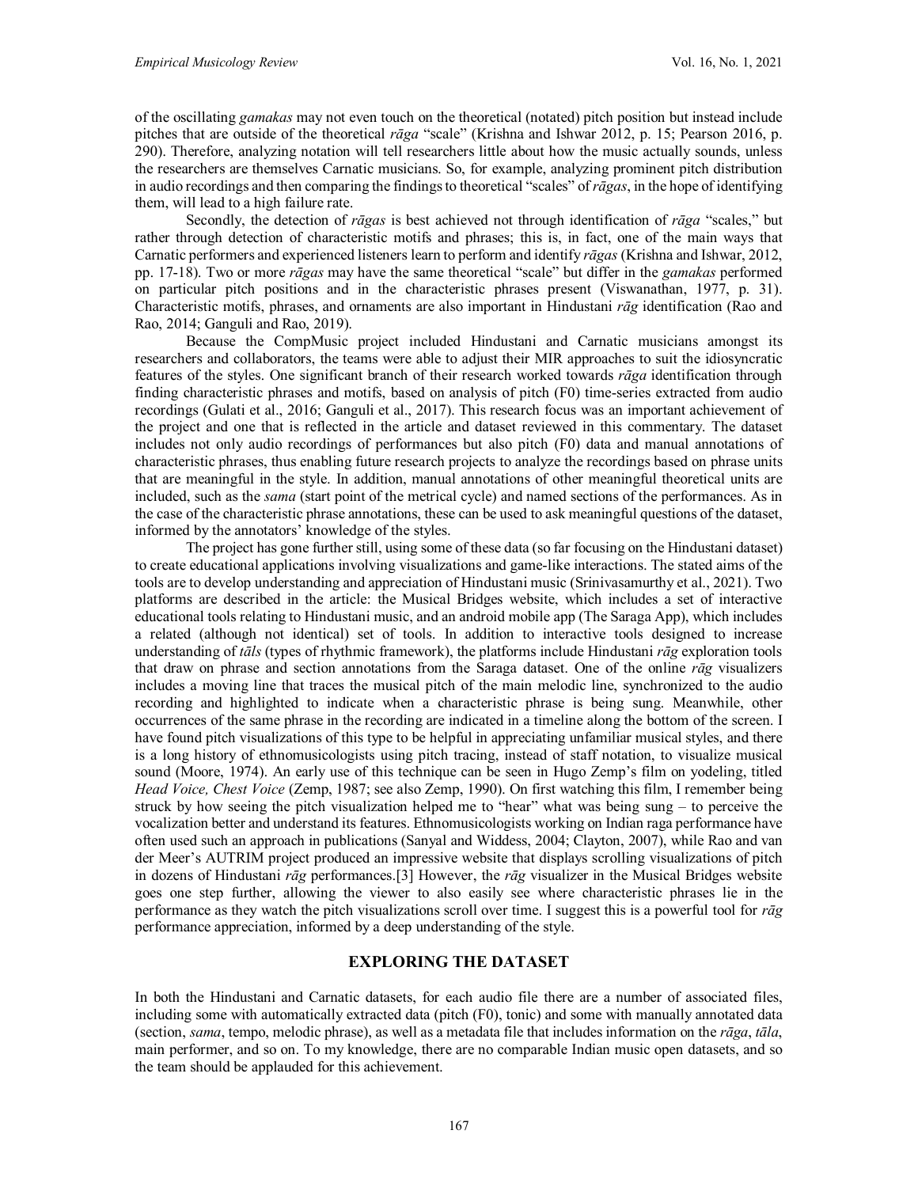of the oscillating *gamakas* may not even touch on the theoretical (notated) pitch position but instead include pitches that are outside of the theoretical *rāga* "scale" (Krishna and Ishwar 2012, p. 15; Pearson 2016, p. 290). Therefore, analyzing notation will tell researchers little about how the music actually sounds, unless the researchers are themselves Carnatic musicians. So, for example, analyzing prominent pitch distribution in audio recordings and then comparing the findings to theoretical "scales" of *rāgas*, in the hope of identifying them, will lead to a high failure rate.

Secondly, the detection of *rāgas* is best achieved not through identification of *rāga* "scales," but rather through detection of characteristic motifs and phrases; this is, in fact, one of the main ways that Carnatic performers and experienced listeners learn to perform and identify *rāgas* (Krishna and Ishwar, 2012, pp. 17-18). Two or more *rāgas* may have the same theoretical "scale" but differ in the *gamakas* performed on particular pitch positions and in the characteristic phrases present (Viswanathan, 1977, p. 31). Characteristic motifs, phrases, and ornaments are also important in Hindustani *rāg* identification (Rao and Rao, 2014; Ganguli and Rao, 2019).

Because the CompMusic project included Hindustani and Carnatic musicians amongst its researchers and collaborators, the teams were able to adjust their MIR approaches to suit the idiosyncratic features of the styles. One significant branch of their research worked towards *rāga* identification through finding characteristic phrases and motifs, based on analysis of pitch (F0) time-series extracted from audio recordings (Gulati et al., 2016; Ganguli et al., 2017). This research focus was an important achievement of the project and one that is reflected in the article and dataset reviewed in this commentary. The dataset includes not only audio recordings of performances but also pitch (F0) data and manual annotations of characteristic phrases, thus enabling future research projects to analyze the recordings based on phrase units that are meaningful in the style. In addition, manual annotations of other meaningful theoretical units are included, such as the *sama* (start point of the metrical cycle) and named sections of the performances. As in the case of the characteristic phrase annotations, these can be used to ask meaningful questions of the dataset, informed by the annotators' knowledge of the styles.

The project has gone further still, using some of these data (so far focusing on the Hindustani dataset) to create educational applications involving visualizations and game-like interactions. The stated aims of the tools are to develop understanding and appreciation of Hindustani music (Srinivasamurthy et al., 2021). Two platforms are described in the article: the Musical Bridges website, which includes a set of interactive educational tools relating to Hindustani music, and an android mobile app (The Saraga App), which includes a related (although not identical) set of tools. In addition to interactive tools designed to increase understanding of *tāls* (types of rhythmic framework), the platforms include Hindustani *rāg* exploration tools that draw on phrase and section annotations from the Saraga dataset. One of the online *rāg* visualizers includes a moving line that traces the musical pitch of the main melodic line, synchronized to the audio recording and highlighted to indicate when a characteristic phrase is being sung. Meanwhile, other occurrences of the same phrase in the recording are indicated in a timeline along the bottom of the screen. I have found pitch visualizations of this type to be helpful in appreciating unfamiliar musical styles, and there is a long history of ethnomusicologists using pitch tracing, instead of staff notation, to visualize musical sound (Moore, 1974). An early use of this technique can be seen in Hugo Zemp's film on yodeling, titled *Head Voice, Chest Voice* (Zemp, 1987; see also Zemp, 1990). On first watching this film, I remember being struck by how seeing the pitch visualization helped me to "hear" what was being sung – to perceive the vocalization better and understand its features. Ethnomusicologists working on Indian raga performance have often used such an approach in publications (Sanyal and Widdess, 2004; Clayton, 2007), while Rao and van der Meer's AUTRIM project produced an impressive website that displays scrolling visualizations of pitch in dozens of Hindustani *rāg* performances.[3] However, the *rāg* visualizer in the Musical Bridges website goes one step further, allowing the viewer to also easily see where characteristic phrases lie in the performance as they watch the pitch visualizations scroll over time. I suggest this is a powerful tool for *rāg* performance appreciation, informed by a deep understanding of the style.

## EXPLORING THE DATASET

In both the Hindustani and Carnatic datasets, for each audio file there are a number of associated files, including some with automatically extracted data (pitch (F0), tonic) and some with manually annotated data (section, *sama*, tempo, melodic phrase), as well as a metadata file that includes information on the *rāga*, *tāla*, main performer, and so on. To my knowledge, there are no comparable Indian music open datasets, and so the team should be applauded for this achievement.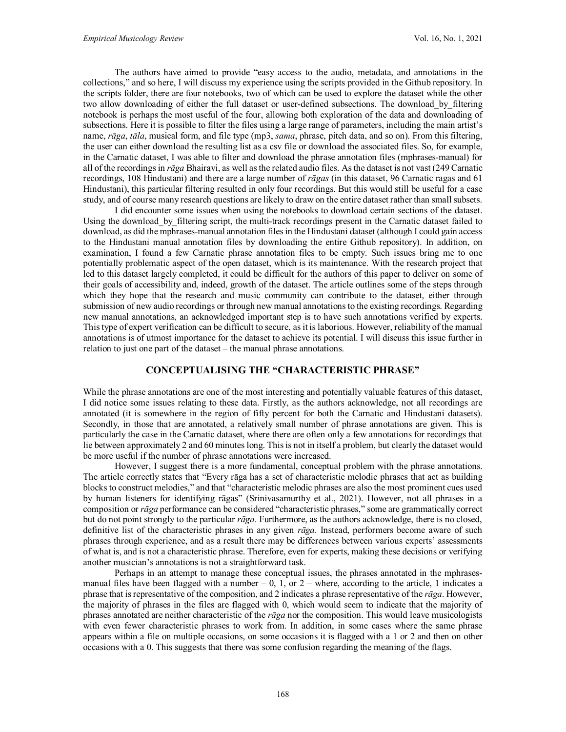The authors have aimed to provide "easy access to the audio, metadata, and annotations in the collections," and so here, I will discuss my experience using the scripts provided in the Github repository. In the scripts folder, there are four notebooks, two of which can be used to explore the dataset while the other two allow downloading of either the full dataset or user-defined subsections. The download_by_filtering notebook is perhaps the most useful of the four, allowing both exploration of the data and downloading of subsections. Here it is possible to filter the files using a large range of parameters, including the main artist's name, *rāga*, *tāla*, musical form, and file type (mp3, *sama*, phrase, pitch data, and so on). From this filtering, the user can either download the resulting list as a csv file or download the associated files. So, for example, in the Carnatic dataset, I was able to filter and download the phrase annotation files (mphrases-manual) for all of the recordings in *rāga* Bhairavi, as well as the related audio files. As the dataset is not vast (249 Carnatic recordings, 108 Hindustani) and there are a large number of *rāgas* (in this dataset, 96 Carnatic ragas and 61 Hindustani), this particular filtering resulted in only four recordings. But this would still be useful for a case study, and of course many research questions are likely to draw on the entire dataset rather than small subsets.

I did encounter some issues when using the notebooks to download certain sections of the dataset. Using the download_by_filtering script, the multi-track recordings present in the Carnatic dataset failed to download, as did the mphrases-manual annotation files in the Hindustani dataset (although I could gain access to the Hindustani manual annotation files by downloading the entire Github repository). In addition, on examination, I found a few Carnatic phrase annotation files to be empty. Such issues bring me to one potentially problematic aspect of the open dataset, which is its maintenance. With the research project that led to this dataset largely completed, it could be difficult for the authors of this paper to deliver on some of their goals of accessibility and, indeed, growth of the dataset. The article outlines some of the steps through which they hope that the research and music community can contribute to the dataset, either through submission of new audio recordings or through new manual annotations to the existing recordings. Regarding new manual annotations, an acknowledged important step is to have such annotations verified by experts. This type of expert verification can be difficult to secure, as it is laborious. However, reliability of the manual annotations is of utmost importance for the dataset to achieve its potential. I will discuss this issue further in relation to just one part of the dataset – the manual phrase annotations.

## CONCEPTUALISING THE "CHARACTERISTIC PHRASE"

While the phrase annotations are one of the most interesting and potentially valuable features of this dataset, I did notice some issues relating to these data. Firstly, as the authors acknowledge, not all recordings are annotated (it is somewhere in the region of fifty percent for both the Carnatic and Hindustani datasets). Secondly, in those that are annotated, a relatively small number of phrase annotations are given. This is particularly the case in the Carnatic dataset, where there are often only a few annotations for recordings that lie between approximately 2 and 60 minutes long. This is not in itself a problem, but clearly the dataset would be more useful if the number of phrase annotations were increased.

However, I suggest there is a more fundamental, conceptual problem with the phrase annotations. The article correctly states that "Every rāga has a set of characteristic melodic phrases that act as building blocks to construct melodies," and that "characteristic melodic phrases are also the most prominent cues used by human listeners for identifying rāgas" (Srinivasamurthy et al., 2021). However, not all phrases in a composition or *rāga* performance can be considered "characteristic phrases," some are grammatically correct but do not point strongly to the particular *rāga*. Furthermore, as the authors acknowledge, there is no closed, definitive list of the characteristic phrases in any given *rāga*. Instead, performers become aware of such phrases through experience, and as a result there may be differences between various experts' assessments of what is, and is not a characteristic phrase. Therefore, even for experts, making these decisions or verifying another musician's annotations is not a straightforward task.

Perhaps in an attempt to manage these conceptual issues, the phrases annotated in the mphrases-manual files have been flagged with a number – 0, 1, or 2 – where, according to the article, 1 indicates a phrase that is representative of the composition, and 2 indicates a phrase representative of the *rāga*. However, the majority of phrases in the files are flagged with 0, which would seem to indicate that the majority of phrases annotated are neither characteristic of the *rāga* nor the composition. This would leave musicologists with even fewer characteristic phrases to work from. In addition, in some cases where the same phrase appears within a file on multiple occasions, on some occasions it is flagged with a 1 or 2 and then on other occasions with a 0. This suggests that there was some confusion regarding the meaning of the flags.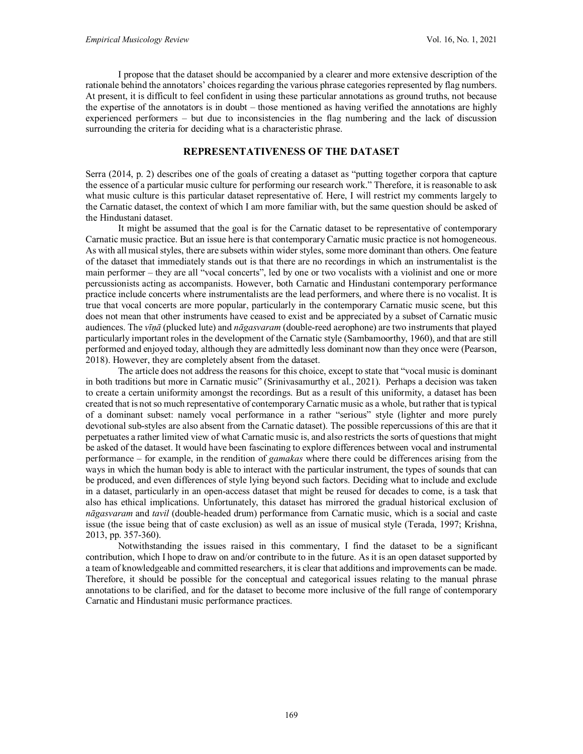I propose that the dataset should be accompanied by a clearer and more extensive description of the rationale behind the annotators' choices regarding the various phrase categories represented by flag numbers. At present, it is difficult to feel confident in using these particular annotations as ground truths, not because the expertise of the annotators is in doubt – those mentioned as having verified the annotations are highly experienced performers – but due to inconsistencies in the flag numbering and the lack of discussion surrounding the criteria for deciding what is a characteristic phrase.

## REPRESENTATIVENESS OF THE DATASET

Serra (2014, p. 2) describes one of the goals of creating a dataset as "putting together corpora that capture the essence of a particular music culture for performing our research work." Therefore, it is reasonable to ask what music culture is this particular dataset representative of. Here, I will restrict my comments largely to the Carnatic dataset, the context of which I am more familiar with, but the same question should be asked of the Hindustani dataset.

It might be assumed that the goal is for the Carnatic dataset to be representative of contemporary Carnatic music practice. But an issue here is that contemporary Carnatic music practice is not homogeneous. As with all musical styles, there are subsets within wider styles, some more dominant than others. One feature of the dataset that immediately stands out is that there are no recordings in which an instrumentalist is the main performer – they are all "vocal concerts", led by one or two vocalists with a violinist and one or more percussionists acting as accompanists. However, both Carnatic and Hindustani contemporary performance practice include concerts where instrumentalists are the lead performers, and where there is no vocalist. It is true that vocal concerts are more popular, particularly in the contemporary Carnatic music scene, but this does not mean that other instruments have ceased to exist and be appreciated by a subset of Carnatic music audiences. The *vīṇā* (plucked lute) and *nāgasvaram* (double-reed aerophone) are two instruments that played particularly important roles in the development of the Carnatic style (Sambamoorthy, 1960), and that are still performed and enjoyed today, although they are admittedly less dominant now than they once were (Pearson, 2018). However, they are completely absent from the dataset.

The article does not address the reasons for this choice, except to state that "vocal music is dominant in both traditions but more in Carnatic music" (Srinivasamurthy et al., 2021). Perhaps a decision was taken to create a certain uniformity amongst the recordings. But as a result of this uniformity, a dataset has been created that is not so much representative of contemporary Carnatic music as a whole, but rather that is typical of a dominant subset: namely vocal performance in a rather "serious" style (lighter and more purely devotional sub-styles are also absent from the Carnatic dataset). The possible repercussions of this are that it perpetuates a rather limited view of what Carnatic music is, and also restricts the sorts of questions that might be asked of the dataset. It would have been fascinating to explore differences between vocal and instrumental performance – for example, in the rendition of *gamakas* where there could be differences arising from the ways in which the human body is able to interact with the particular instrument, the types of sounds that can be produced, and even differences of style lying beyond such factors. Deciding what to include and exclude in a dataset, particularly in an open-access dataset that might be reused for decades to come, is a task that also has ethical implications. Unfortunately, this dataset has mirrored the gradual historical exclusion of *nāgasvaram* and *tavil* (double-headed drum) performance from Carnatic music, which is a social and caste issue (the issue being that of caste exclusion) as well as an issue of musical style (Terada, 1997; Krishna, 2013, pp. 357-360).

Notwithstanding the issues raised in this commentary, I find the dataset to be a significant contribution, which I hope to draw on and/or contribute to in the future. As it is an open dataset supported by a team of knowledgeable and committed researchers, it is clear that additions and improvements can be made. Therefore, it should be possible for the conceptual and categorical issues relating to the manual phrase annotations to be clarified, and for the dataset to become more inclusive of the full range of contemporary Carnatic and Hindustani music performance practices.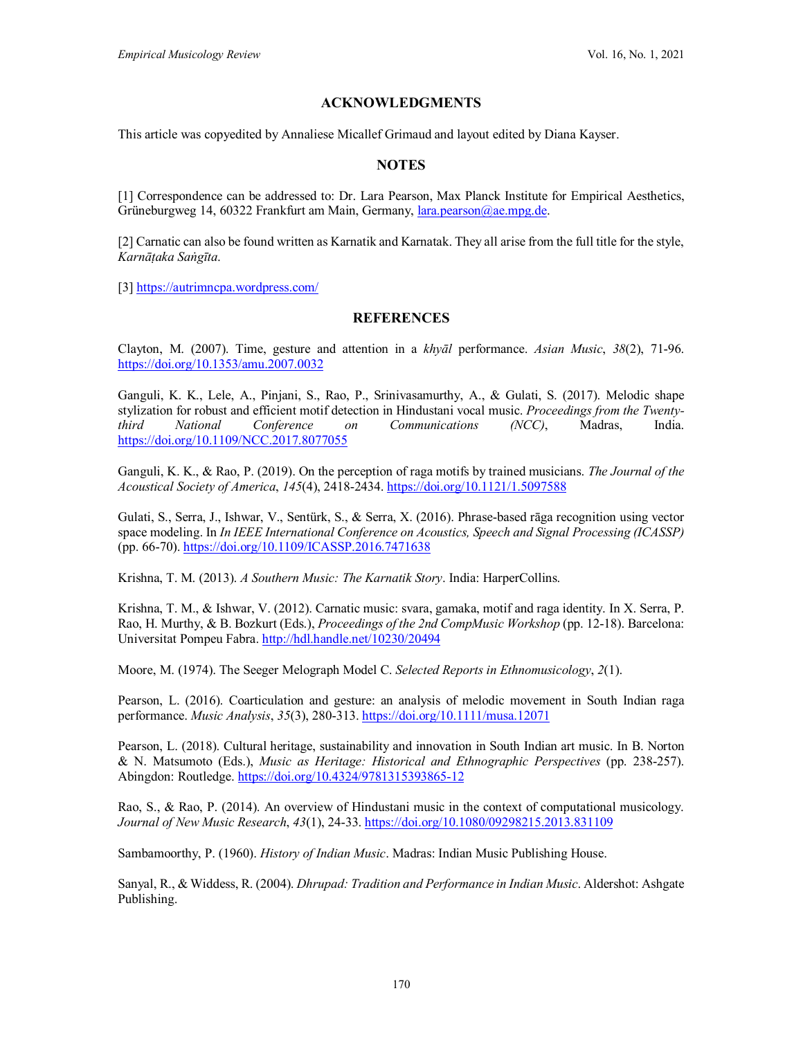## ACKNOWLEDGMENTS

This article was copyedited by Annaliese Micallef Grimaud and layout edited by Diana Kayser.

## NOTES

[1] Correspondence can be addressed to: Dr. Lara Pearson, Max Planck Institute for Empirical Aesthetics, Grüneburgweg 14, 60322 Frankfurt am Main, Germany, lara.pearson@ae.mpg.de.

[2] Carnatic can also be found written as Karnatik and Karnatak. They all arise from the full title for the style, *Karnāṭaka Saṅgīta*.

[3] https://autrimncpa.wordpress.com/

## REFERENCES

Clayton, M. (2007). Time, gesture and attention in a *khyāl* performance. *Asian Music*, *38*(2), 71-96. https://doi.org/10.1353/amu.2007.0032

Ganguli, K. K., Lele, A., Pinjani, S., Rao, P., Srinivasamurthy, A., & Gulati, S. (2017). Melodic shape stylization for robust and efficient motif detection in Hindustani vocal music. *Proceedings from the Twenty-third National Conference on Communications (NCC)*, Madras, India. https://doi.org/10.1109/NCC.2017.8077055

Ganguli, K. K., & Rao, P. (2019). On the perception of raga motifs by trained musicians. *The Journal of the Acoustical Society of America*, *145*(4), 2418-2434. https://doi.org/10.1121/1.5097588

Gulati, S., Serra, J., Ishwar, V., Sentürk, S., & Serra, X. (2016). Phrase-based rāga recognition using vector space modeling. In *In IEEE International Conference on Acoustics, Speech and Signal Processing (ICASSP)* (pp. 66-70). https://doi.org/10.1109/ICASSP.2016.7471638

Krishna, T. M. (2013). *A Southern Music: The Karnatik Story*. India: HarperCollins.

Krishna, T. M., & Ishwar, V. (2012). Carnatic music: svara, gamaka, motif and raga identity. In X. Serra, P. Rao, H. Murthy, & B. Bozkurt (Eds.), *Proceedings of the 2nd CompMusic Workshop* (pp. 12-18). Barcelona: Universitat Pompeu Fabra. http://hdl.handle.net/10230/20494

Moore, M. (1974). The Seeger Melograph Model C. *Selected Reports in Ethnomusicology*, *2*(1).

Pearson, L. (2016). Coarticulation and gesture: an analysis of melodic movement in South Indian raga performance. *Music Analysis*, *35*(3), 280-313. https://doi.org/10.1111/musa.12071

Pearson, L. (2018). Cultural heritage, sustainability and innovation in South Indian art music. In B. Norton & N. Matsumoto (Eds.), *Music as Heritage: Historical and Ethnographic Perspectives* (pp. 238-257). Abingdon: Routledge. https://doi.org/10.4324/9781315393865-12

Rao, S., & Rao, P. (2014). An overview of Hindustani music in the context of computational musicology. *Journal of New Music Research*, *43*(1), 24-33. https://doi.org/10.1080/09298215.2013.831109

Sambamoorthy, P. (1960). *History of Indian Music*. Madras: Indian Music Publishing House.

Sanyal, R., & Widdess, R. (2004). *Dhrupad: Tradition and Performance in Indian Music*. Aldershot: Ashgate Publishing.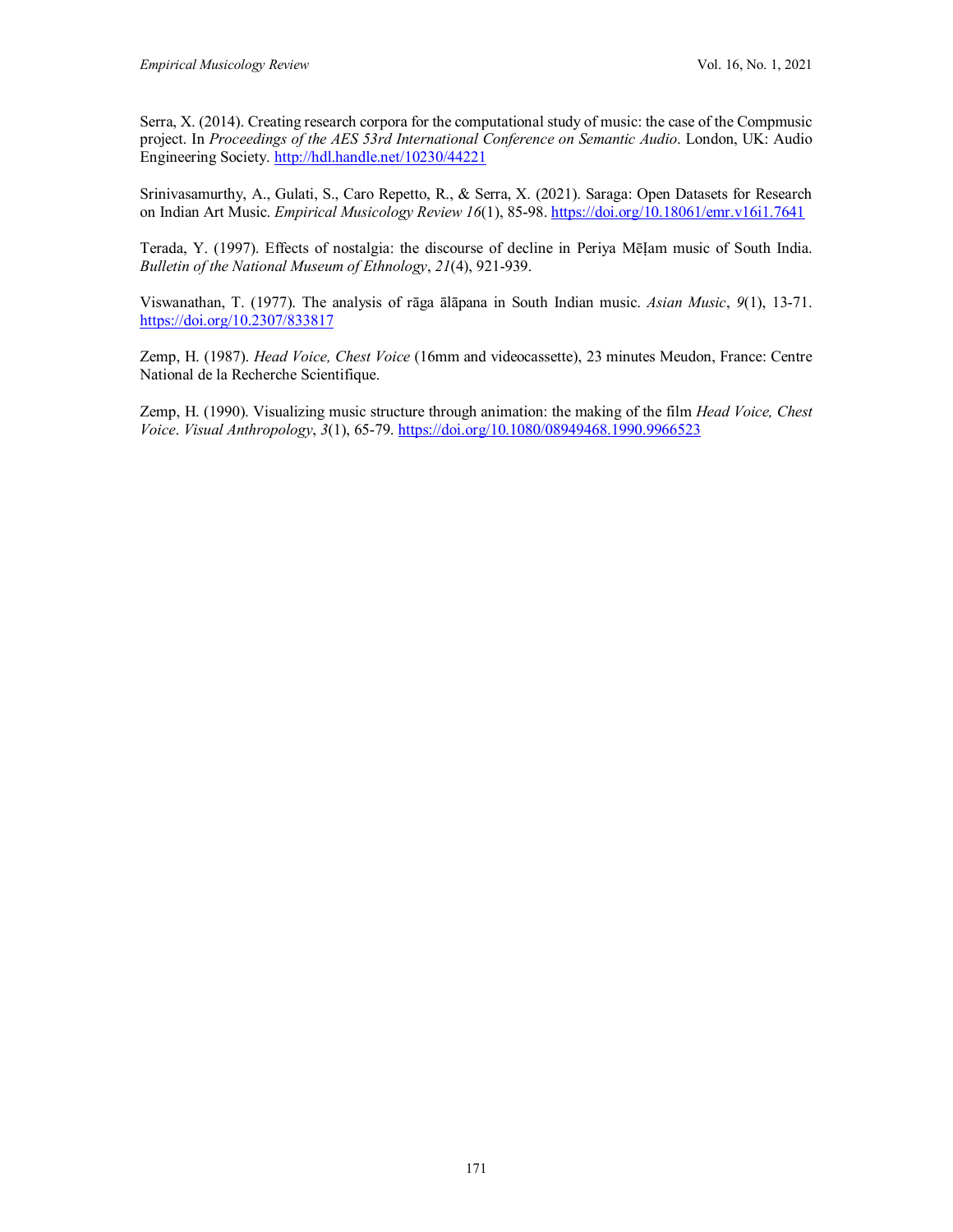Serra, X. (2014). Creating research corpora for the computational study of music: the case of the Compmusic project. In *Proceedings of the AES 53rd International Conference on Semantic Audio*. London, UK: Audio Engineering Society. http://hdl.handle.net/10230/44221

Srinivasamurthy, A., Gulati, S., Caro Repetto, R., & Serra, X. (2021). Saraga: Open Datasets for Research on Indian Art Music. *Empirical Musicology Review 16*(1), 85-98. https://doi.org/10.18061/emr.v16i1.7641

Terada, Y. (1997). Effects of nostalgia: the discourse of decline in Periya Mēḷam music of South India. *Bulletin of the National Museum of Ethnology*, *21*(4), 921-939.

Viswanathan, T. (1977). The analysis of rāga ālāpana in South Indian music. *Asian Music*, *9*(1), 13-71. https://doi.org/10.2307/833817

Zemp, H. (1987). *Head Voice, Chest Voice* (16mm and videocassette), 23 minutes Meudon, France: Centre National de la Recherche Scientifique.

Zemp, H. (1990). Visualizing music structure through animation: the making of the film *Head Voice, Chest Voice*. *Visual Anthropology*, *3*(1), 65-79. https://doi.org/10.1080/08949468.1990.9966523